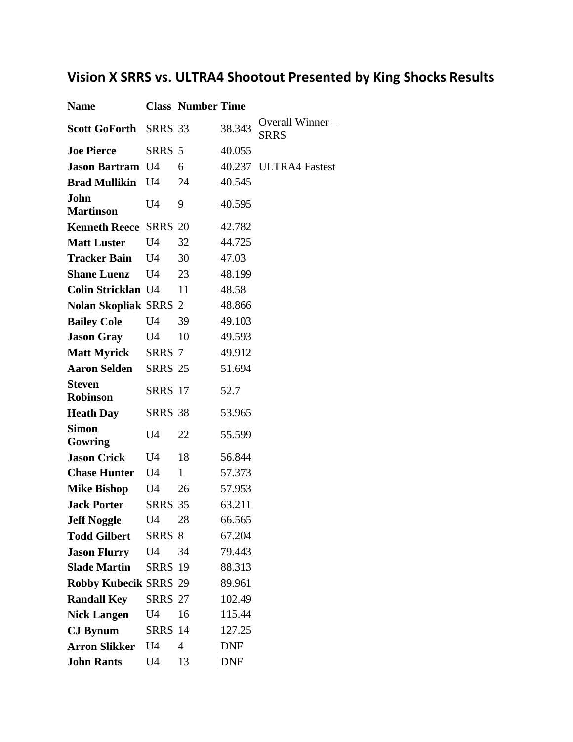## Vision X SRRS vs. ULTRA4 Shootout Presented by King Shocks Results

| Name | Class | Number | Time | |
|---|---|---|---|---|
| **Scott GoForth** | SRRS | 33 | 38.343 | Overall Winner – SRRS |
| **Joe Pierce** | SRRS | 5 | 40.055 | |
| **Jason Bartram** | U4 | 6 | 40.237 | ULTRA4 Fastest |
| **Brad Mullikin** | U4 | 24 | 40.545 | |
| **John Martinson** | U4 | 9 | 40.595 | |
| **Kenneth Reece** | SRRS | 20 | 42.782 | |
| **Matt Luster** | U4 | 32 | 44.725 | |
| **Tracker Bain** | U4 | 30 | 47.03 | |
| **Shane Luenz** | U4 | 23 | 48.199 | |
| **Colin Stricklan** | U4 | 11 | 48.58 | |
| **Nolan Skopliak** | SRRS | 2 | 48.866 | |
| **Bailey Cole** | U4 | 39 | 49.103 | |
| **Jason Gray** | U4 | 10 | 49.593 | |
| **Matt Myrick** | SRRS | 7 | 49.912 | |
| **Aaron Selden** | SRRS | 25 | 51.694 | |
| **Steven Robinson** | SRRS | 17 | 52.7 | |
| **Heath Day** | SRRS | 38 | 53.965 | |
| **Simon Gowring** | U4 | 22 | 55.599 | |
| **Jason Crick** | U4 | 18 | 56.844 | |
| **Chase Hunter** | U4 | 1 | 57.373 | |
| **Mike Bishop** | U4 | 26 | 57.953 | |
| **Jack Porter** | SRRS | 35 | 63.211 | |
| **Jeff Noggle** | U4 | 28 | 66.565 | |
| **Todd Gilbert** | SRRS | 8 | 67.204 | |
| **Jason Flurry** | U4 | 34 | 79.443 | |
| **Slade Martin** | SRRS | 19 | 88.313 | |
| **Robby Kubecik** | SRRS | 29 | 89.961 | |
| **Randall Key** | SRRS | 27 | 102.49 | |
| **Nick Langen** | U4 | 16 | 115.44 | |
| **CJ Bynum** | SRRS | 14 | 127.25 | |
| **Arron Slikker** | U4 | 4 | DNF | |
| **John Rants** | U4 | 13 | DNF | |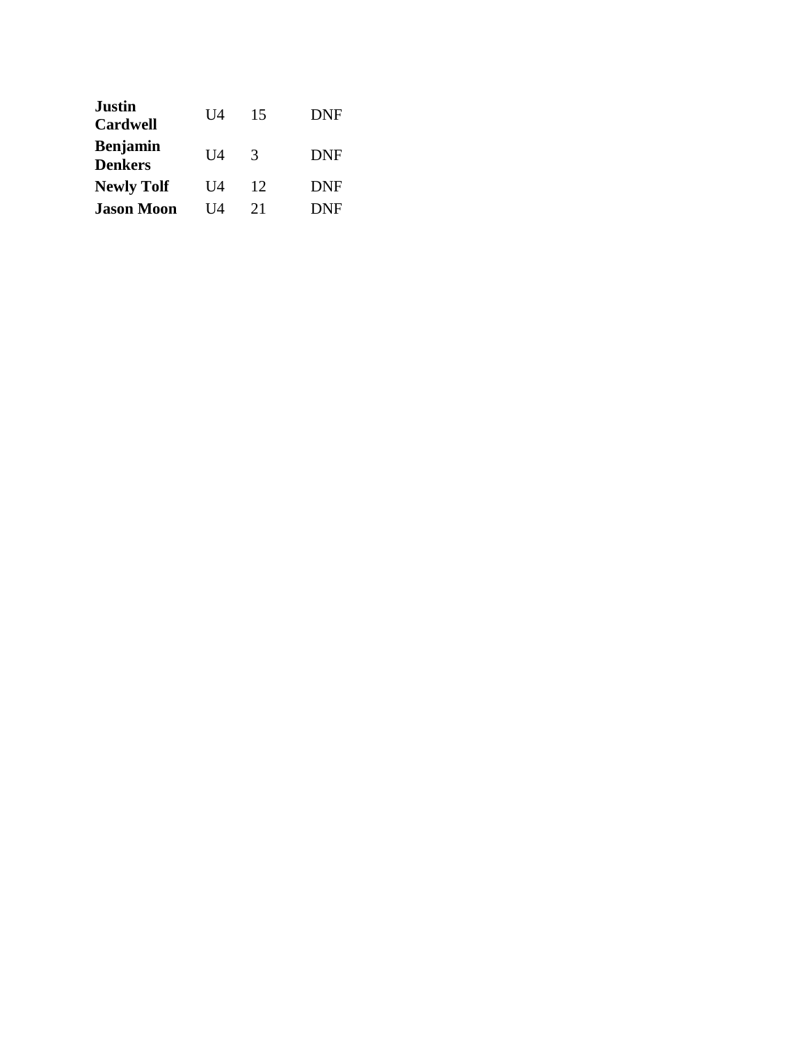| | | | |
|---|---|---|---|
| **Justin Cardwell** | U4 | 15 | DNF |
| **Benjamin Denkers** | U4 | 3 | DNF |
| **Newly Tolf** | U4 | 12 | DNF |
| **Jason Moon** | U4 | 21 | DNF |